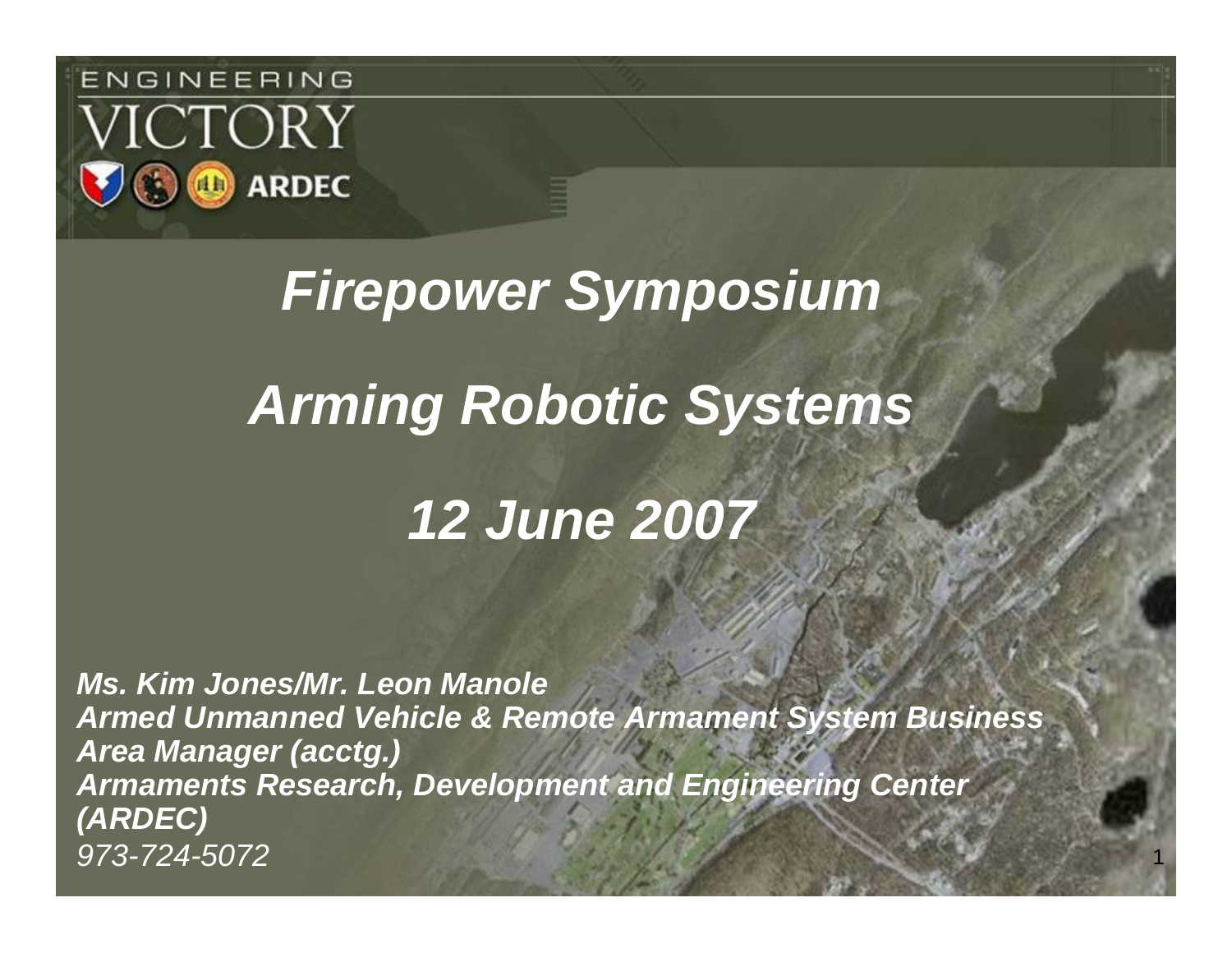ENGINEERING VICTORY

ARDEC

# *Firepower Symposium*

# *Arming Robotic Systems*

# *12 June 2007*

***Ms. Kim Jones/Mr. Leon Manole***
***Armed Unmanned Vehicle & Remote Armament System Business Area Manager (acctg.)***
***Armaments Research, Development and Engineering Center (ARDEC)***
*973-724-5072*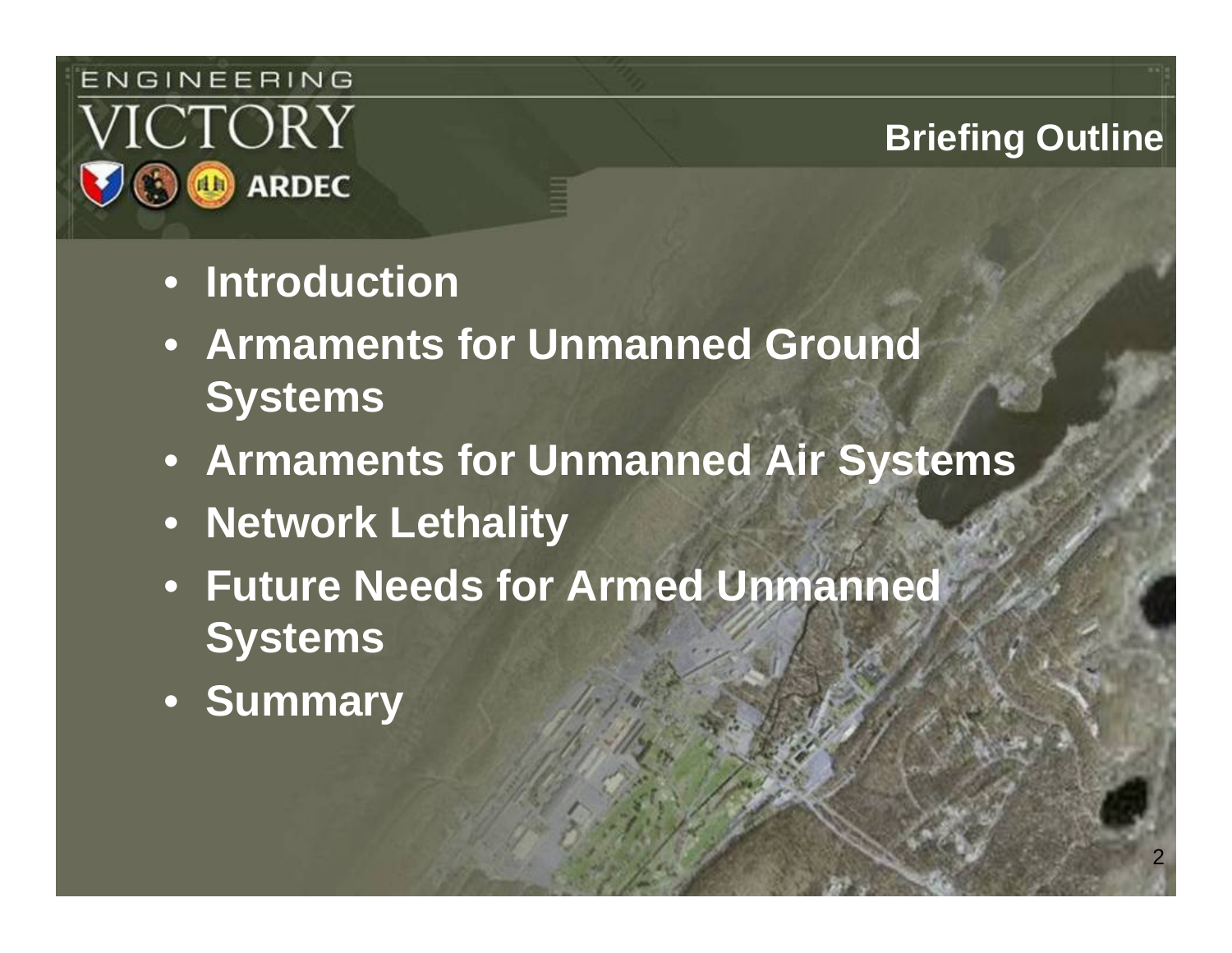## Briefing Outline

- Introduction
- Armaments for Unmanned Ground Systems
- Armaments for Unmanned Air Systems
- Network Lethality
- Future Needs for Armed Unmanned Systems
- Summary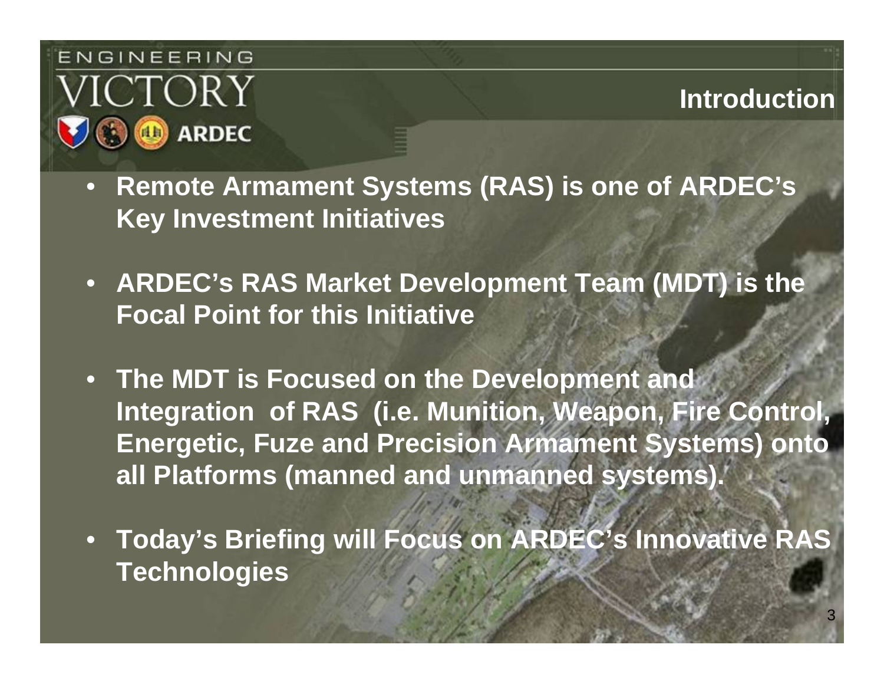## Introduction

- **Remote Armament Systems (RAS) is one of ARDEC's Key Investment Initiatives**
- **ARDEC's RAS Market Development Team (MDT) is the Focal Point for this Initiative**
- **The MDT is Focused on the Development and Integration of RAS (i.e. Munition, Weapon, Fire Control, Energetic, Fuze and Precision Armament Systems) onto all Platforms (manned and unmanned systems).**
- **Today's Briefing will Focus on ARDEC's Innovative RAS Technologies**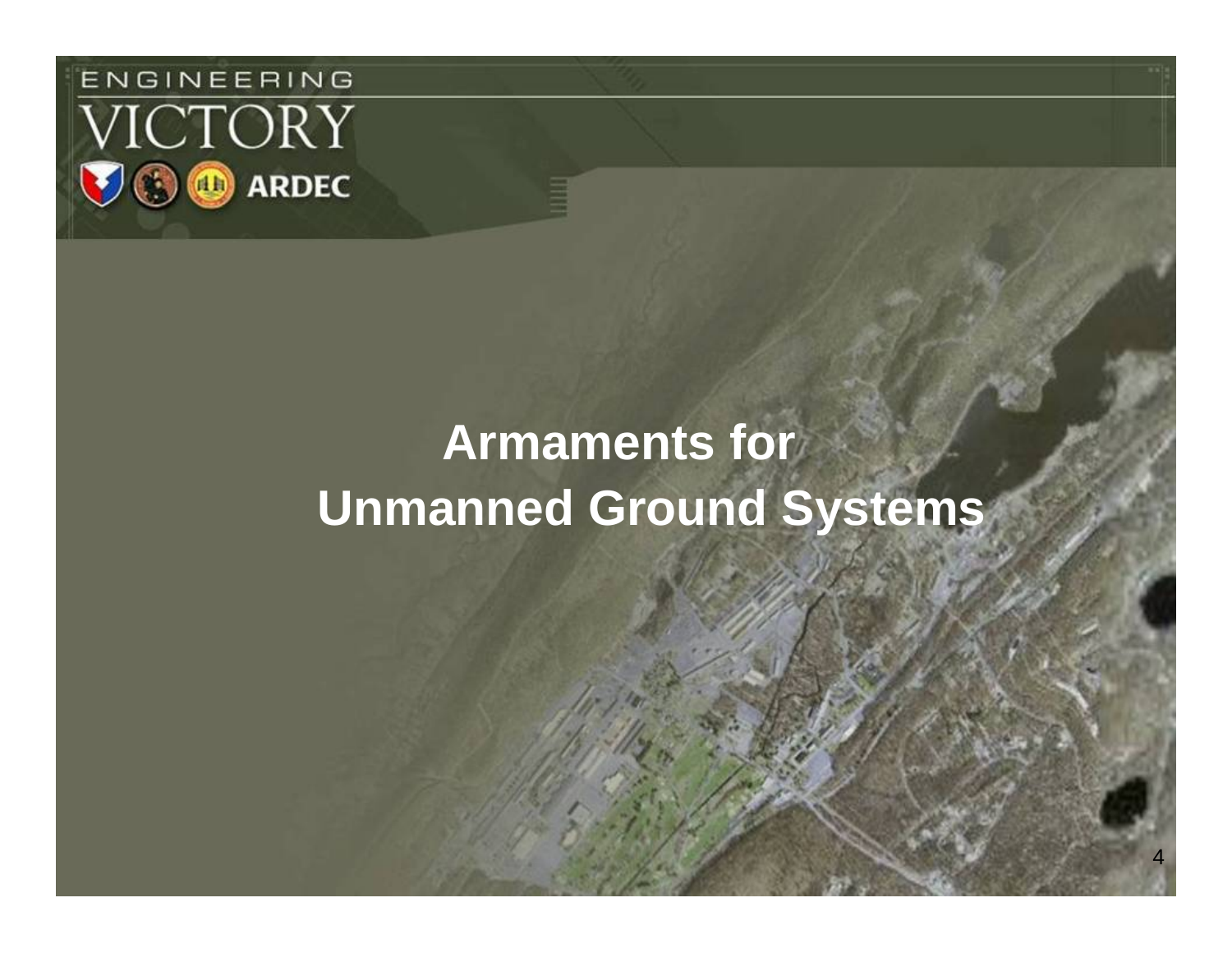# Armaments for Unmanned Ground Systems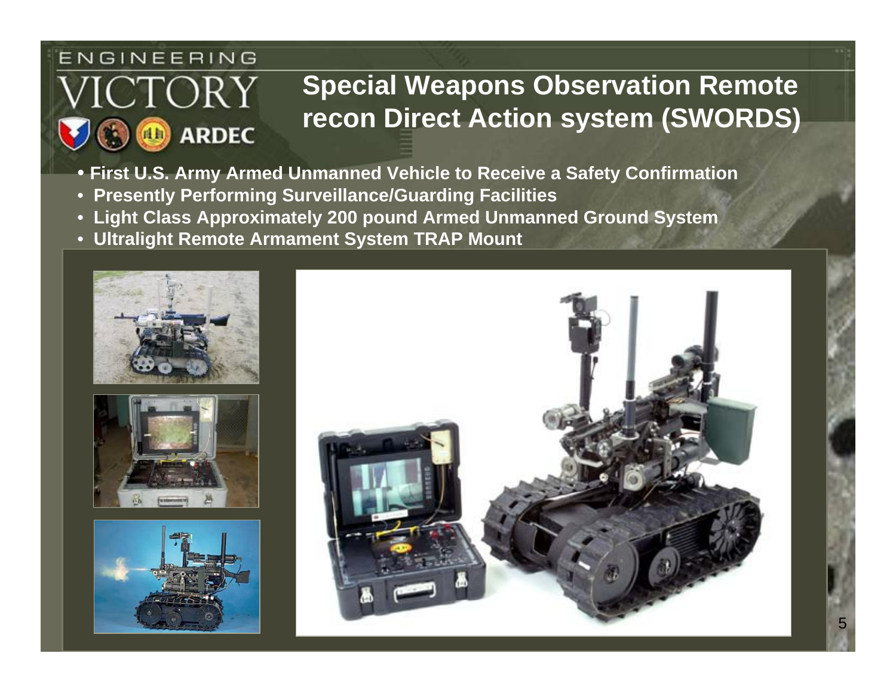## Special Weapons Observation Remote recon Direct Action system (SWORDS)

- First U.S. Army Armed Unmanned Vehicle to Receive a Safety Confirmation
- Presently Performing Surveillance/Guarding Facilities
- Light Class Approximately 200 pound Armed Unmanned Ground System
- Ultralight Remote Armament System TRAP Mount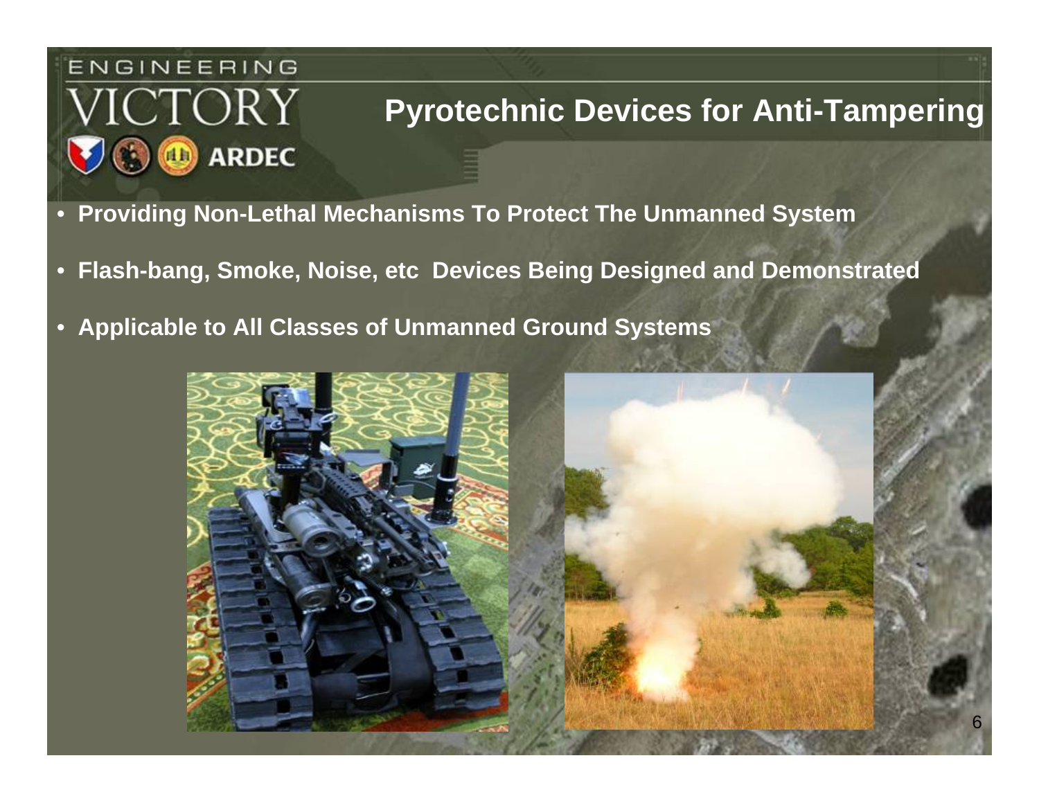# Pyrotechnic Devices for Anti-Tampering

- **Providing Non-Lethal Mechanisms To Protect The Unmanned System**
- **Flash-bang, Smoke, Noise, etc Devices Being Designed and Demonstrated**
- **Applicable to All Classes of Unmanned Ground Systems**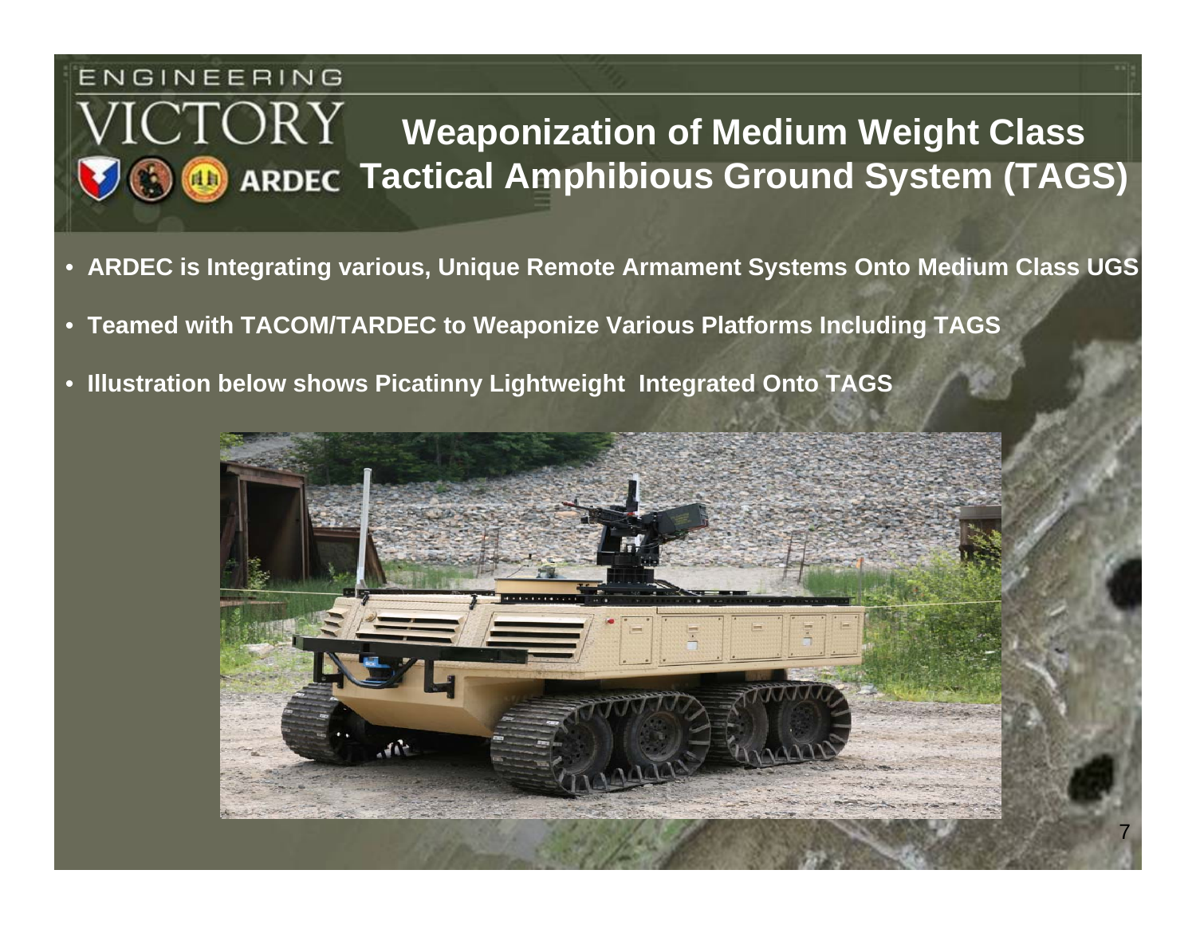# Weaponization of Medium Weight Class Tactical Amphibious Ground System (TAGS)

- **ARDEC is Integrating various, Unique Remote Armament Systems Onto Medium Class UGS**
- **Teamed with TACOM/TARDEC to Weaponize Various Platforms Including TAGS**
- **Illustration below shows Picatinny Lightweight Integrated Onto TAGS**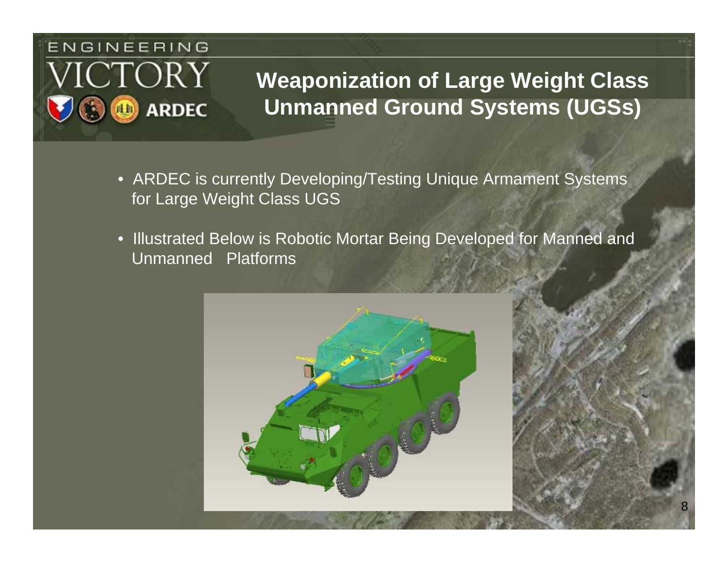# Weaponization of Large Weight Class Unmanned Ground Systems (UGSs)

- ARDEC is currently Developing/Testing Unique Armament Systems for Large Weight Class UGS
- Illustrated Below is Robotic Mortar Being Developed for Manned and Unmanned Platforms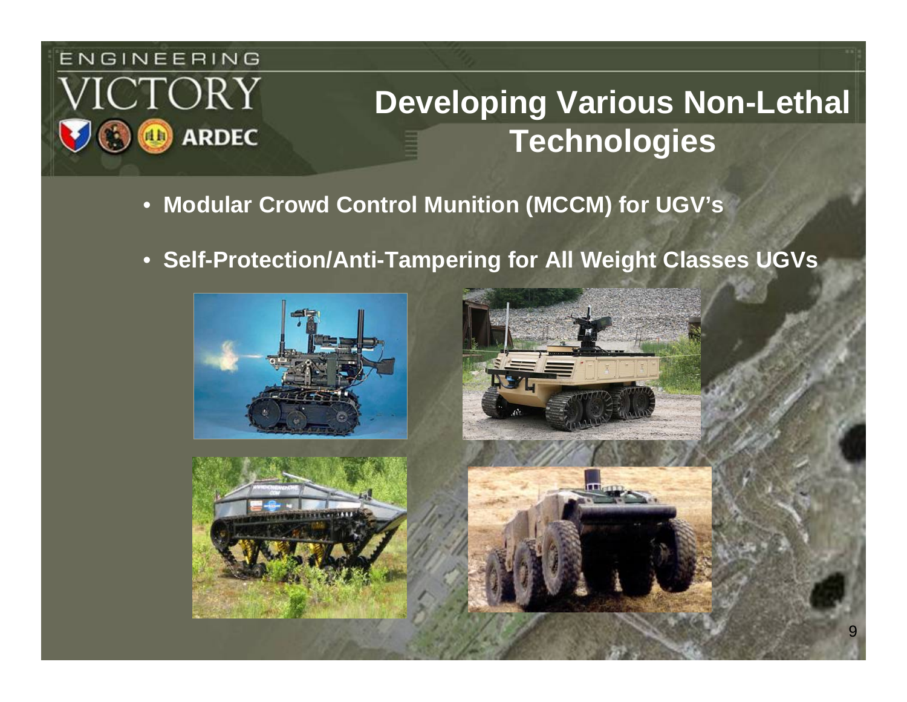# Developing Various Non-Lethal Technologies

- **Modular Crowd Control Munition (MCCM) for UGV's**
- **Self-Protection/Anti-Tampering for All Weight Classes UGVs**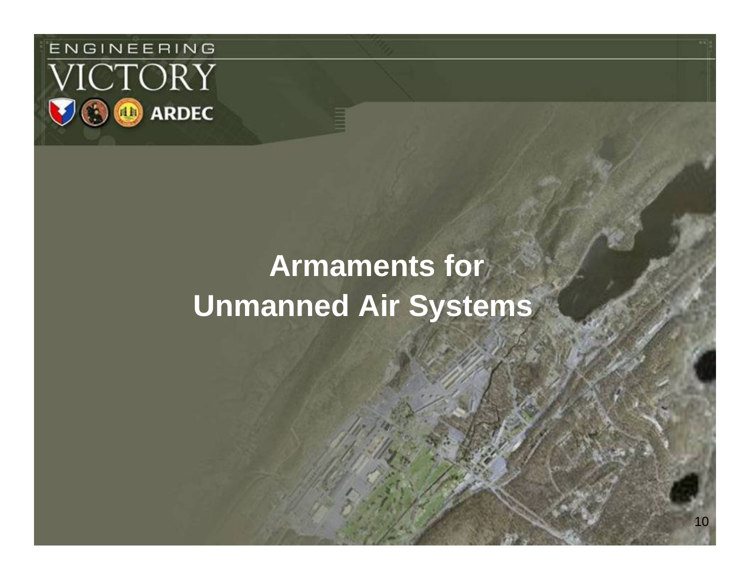# Armaments for Unmanned Air Systems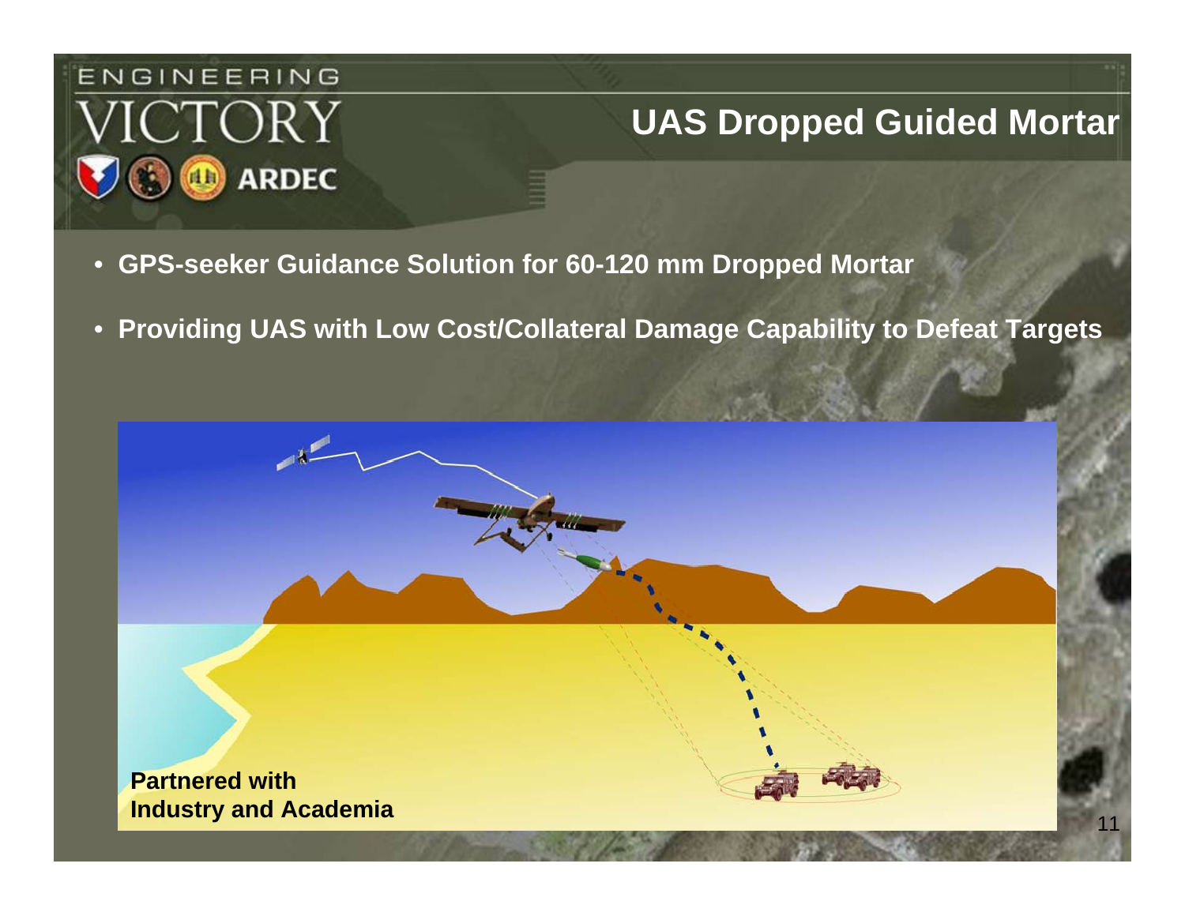# UAS Dropped Guided Mortar

- GPS-seeker Guidance Solution for 60-120 mm Dropped Mortar
- Providing UAS with Low Cost/Collateral Damage Capability to Defeat Targets

**Partnered with Industry and Academia**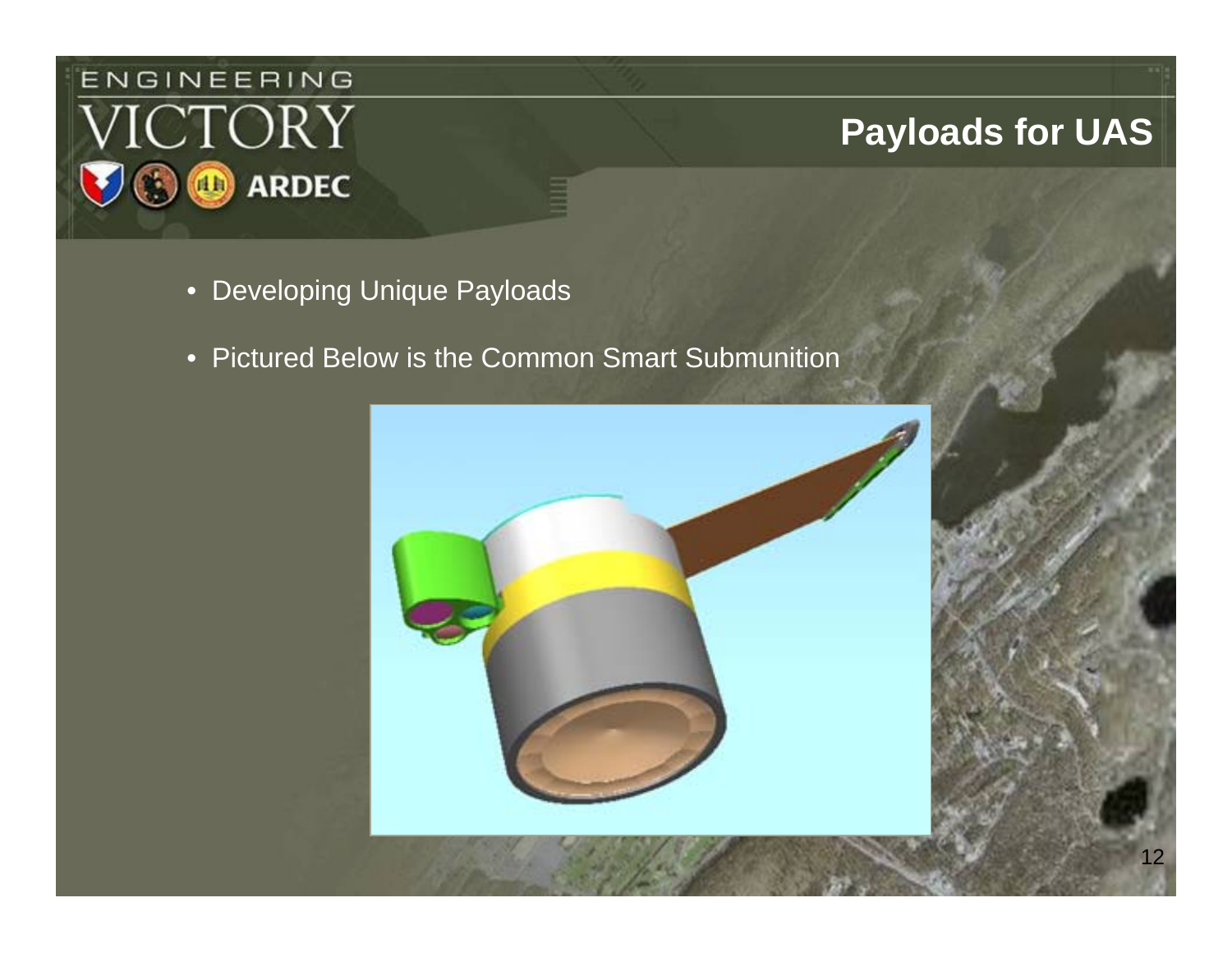# Payloads for UAS

- Developing Unique Payloads
- Pictured Below is the Common Smart Submunition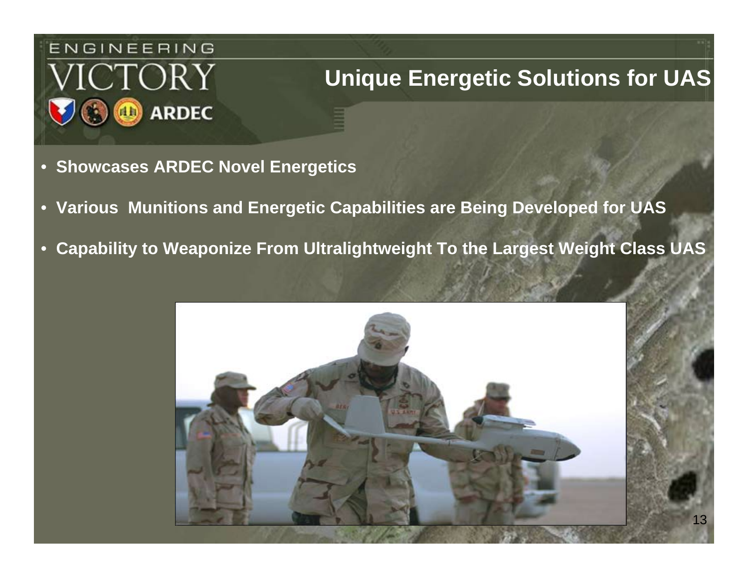# Unique Energetic Solutions for UAS

- **Showcases ARDEC Novel Energetics**
- **Various Munitions and Energetic Capabilities are Being Developed for UAS**
- **Capability to Weaponize From Ultralightweight To the Largest Weight Class UAS**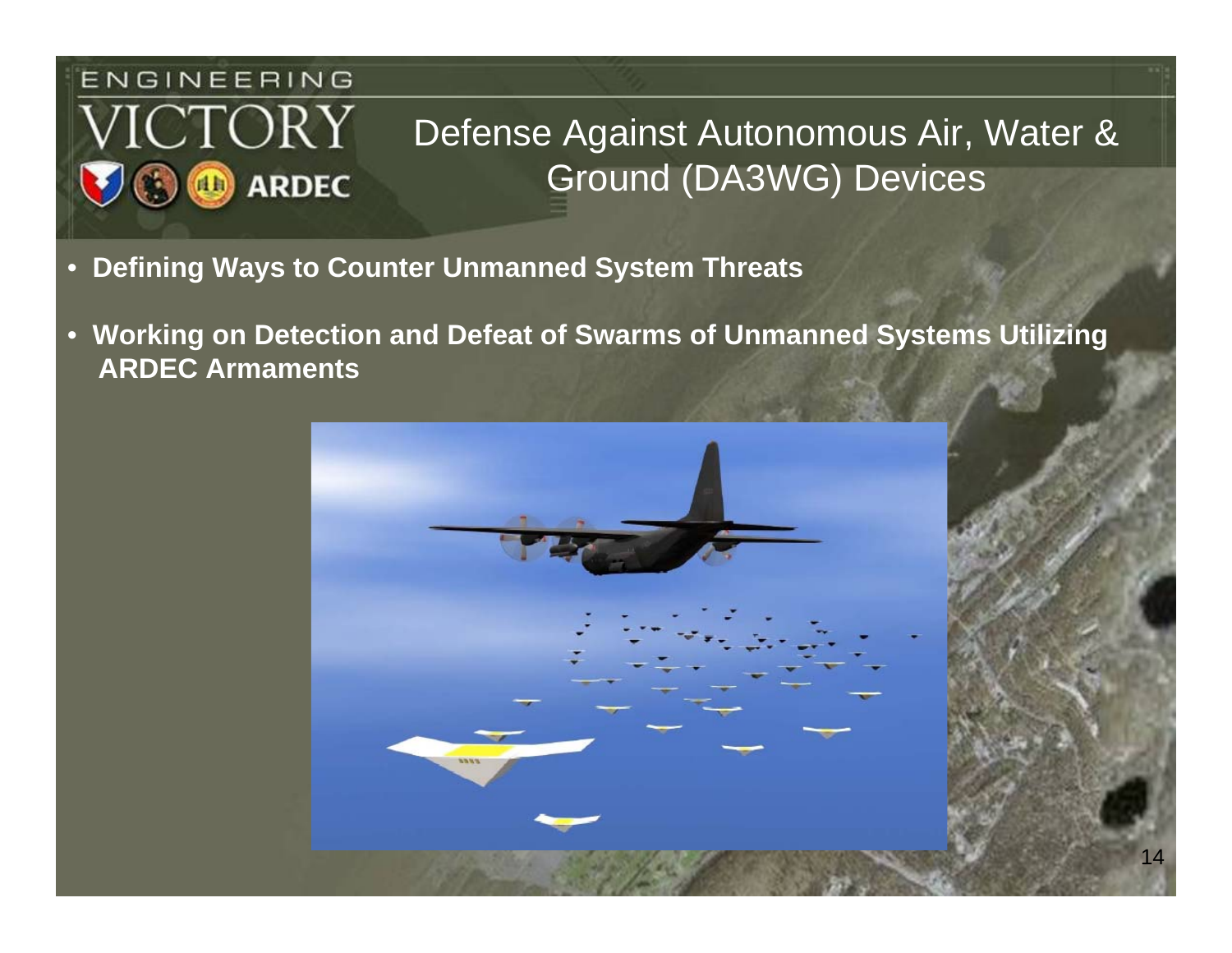# Defense Against Autonomous Air, Water & Ground (DA3WG) Devices

- **Defining Ways to Counter Unmanned System Threats**
- **Working on Detection and Defeat of Swarms of Unmanned Systems Utilizing ARDEC Armaments**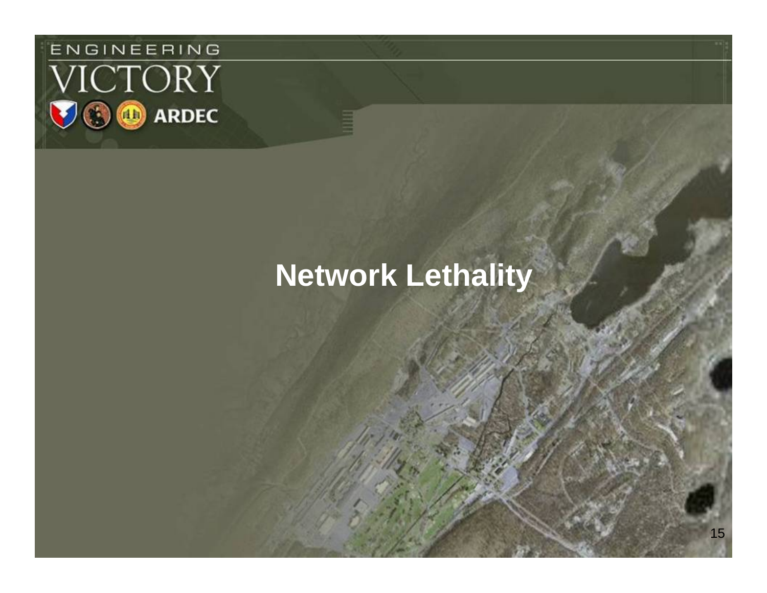# Network Lethality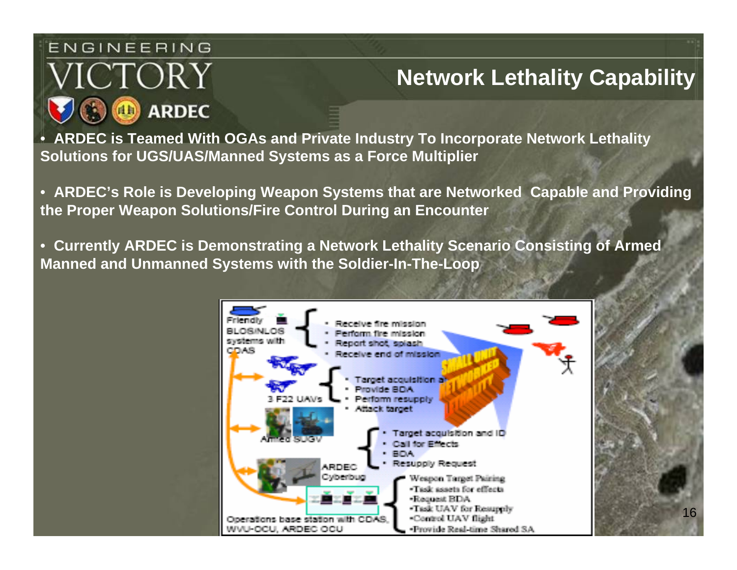## Network Lethality Capability

- **ARDEC is Teamed With OGAs and Private Industry To Incorporate Network Lethality Solutions for UGS/UAS/Manned Systems as a Force Multiplier**
- **ARDEC's Role is Developing Weapon Systems that are Networked Capable and Providing the Proper Weapon Solutions/Fire Control During an Encounter**
- **Currently ARDEC is Demonstrating a Network Lethality Scenario Consisting of Armed Manned and Unmanned Systems with the Soldier-In-The-Loop**

Friendly BLOS/NLOS systems with CDAS
- Receive fire mission
- Perform fire mission
- Report shot, splash
- Receive end of mission

3 F22 UAVs
- Target acquisition a
- Provide BDA
- Perform resupply
- Attack target

Armed SUGV
- Target acquisition and ID
- Call for Effects
- BDA
- Resupply Request

ARDEC Cyberbug

SMALL UNIT NETWORKED LETHALITY

Operations base station with CDAS, WVU-OCU, ARDEC OCU

Weapon Target Pairing
- Task assets for effects
- Request BDA
- Task UAV for Resupply
- Control UAV flight
- Provide Real-time Shared SA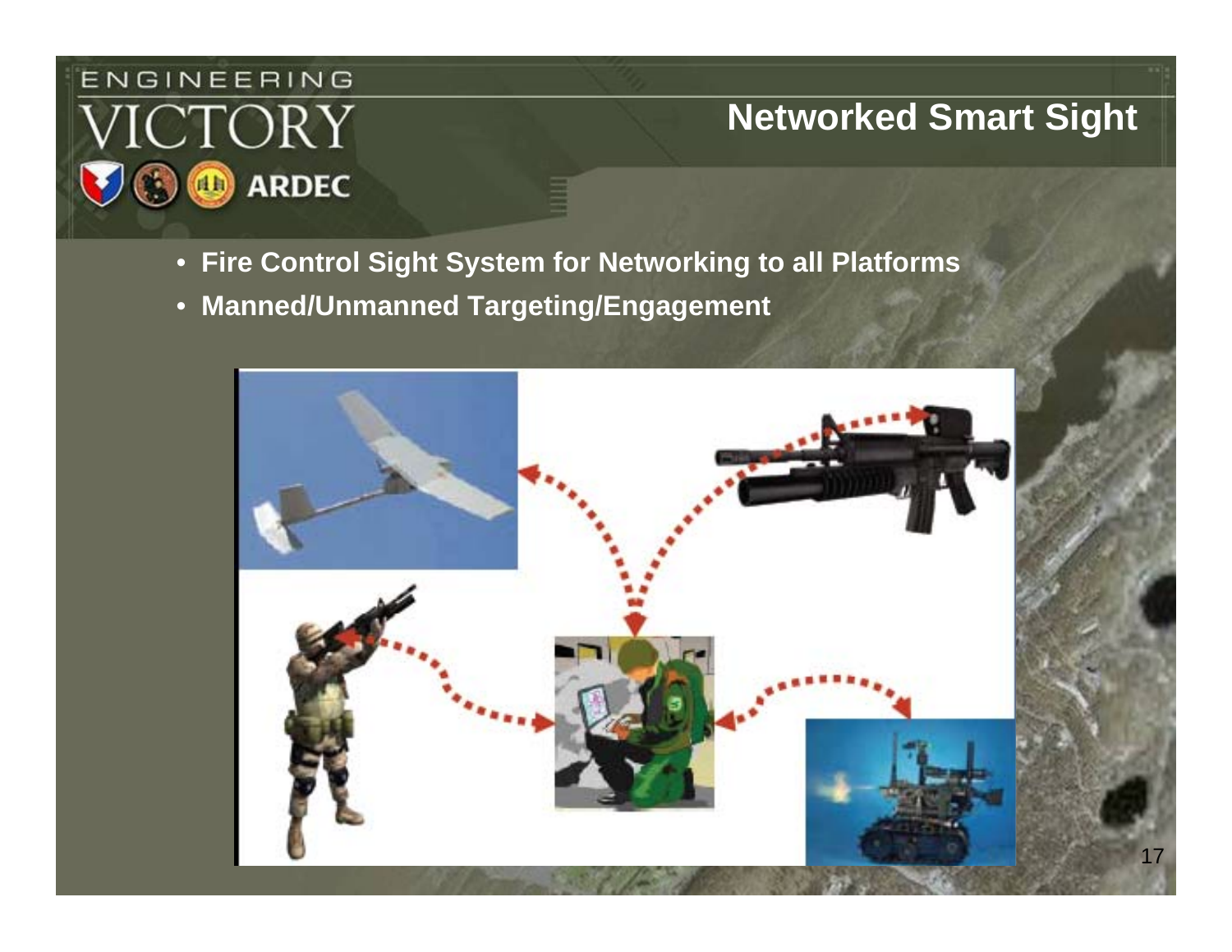# Networked Smart Sight

- Fire Control Sight System for Networking to all Platforms
- Manned/Unmanned Targeting/Engagement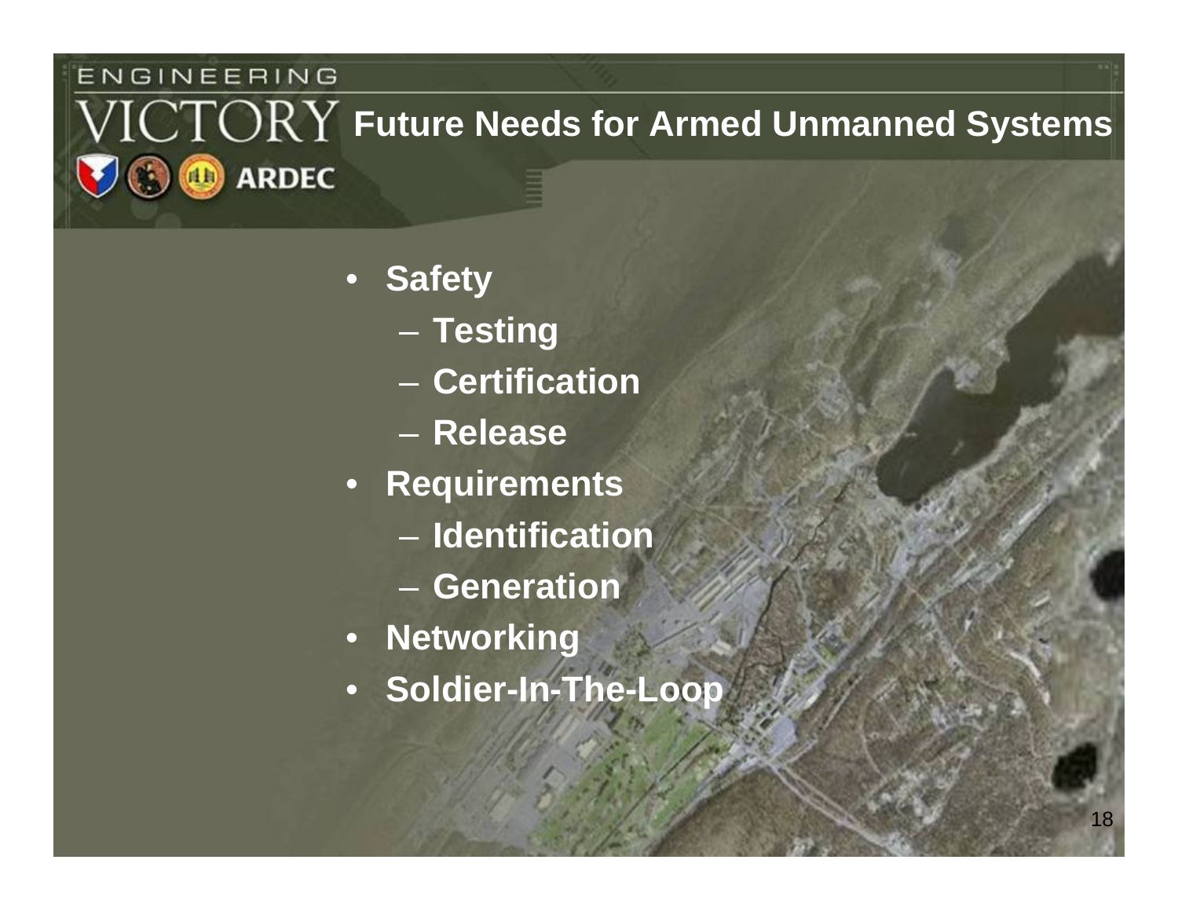# Future Needs for Armed Unmanned Systems

- Safety
  - Testing
  - Certification
  - Release
- Requirements
  - Identification
  - Generation
- Networking
- Soldier-In-The-Loop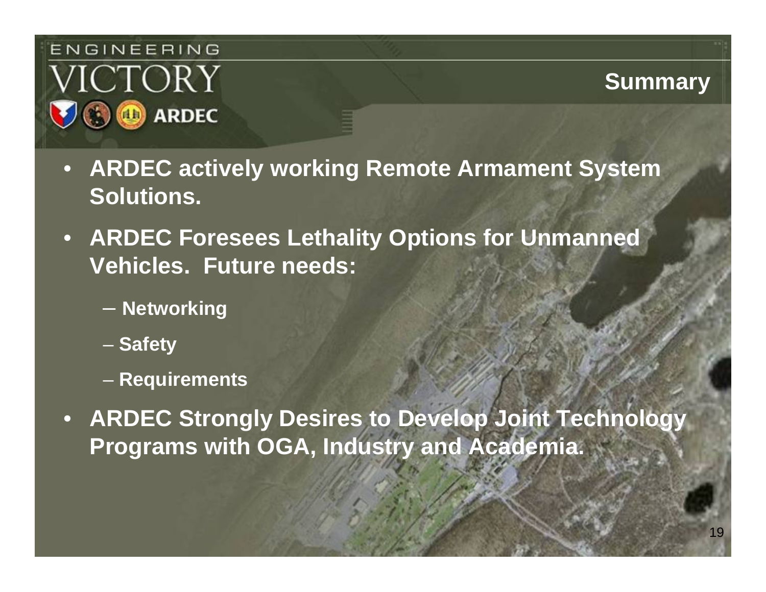# Summary

- **ARDEC actively working Remote Armament System Solutions.**
- **ARDEC Foresees Lethality Options for Unmanned Vehicles. Future needs:**
  - **Networking**
  - **Safety**
  - **Requirements**
- **ARDEC Strongly Desires to Develop Joint Technology Programs with OGA, Industry and Academia.**